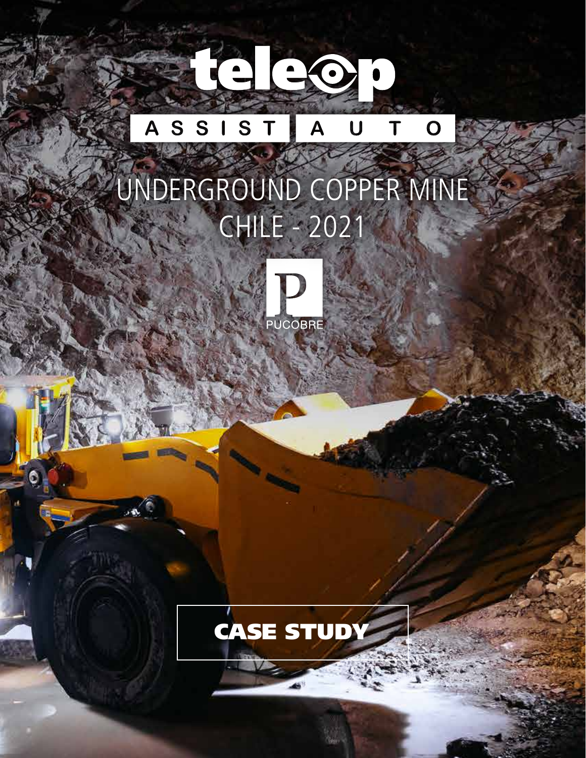# teleop

ASSIST | AUTO

## UNDERGROUND COPPER MINE
## CHILE - 2021

PUCOBRE

**CASE STUDY**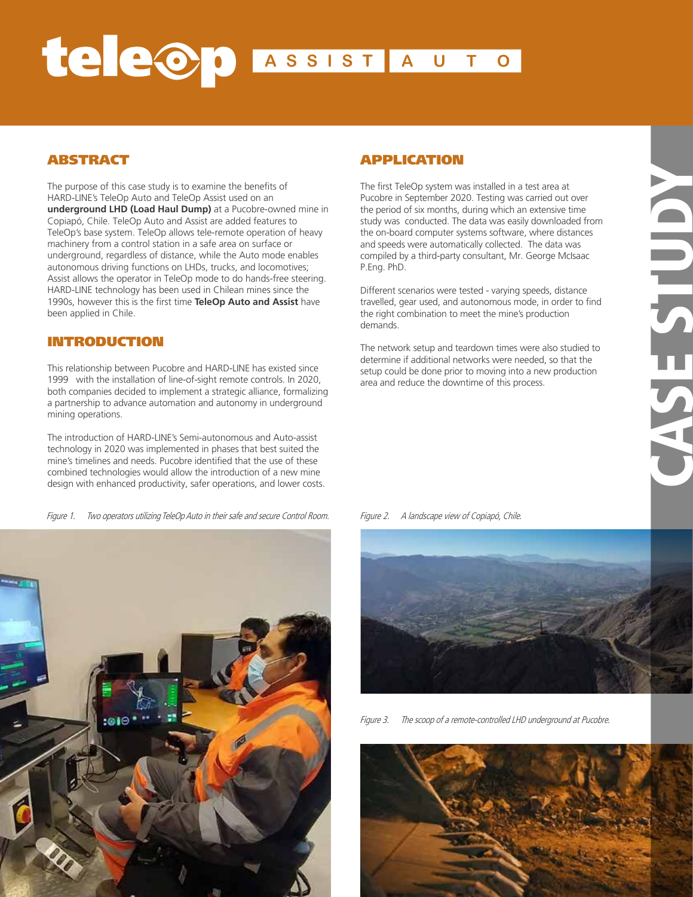# teleop ASSIST AUTO

## ABSTRACT

The purpose of this case study is to examine the benefits of HARD-LINE's TeleOp Auto and TeleOp Assist used on an **underground LHD (Load Haul Dump)** at a Pucobre-owned mine in Copiapó, Chile. TeleOp Auto and Assist are added features to TeleOp's base system. TeleOp allows tele-remote operation of heavy machinery from a control station in a safe area on surface or underground, regardless of distance, while the Auto mode enables autonomous driving functions on LHDs, trucks, and locomotives; Assist allows the operator in TeleOp mode to do hands-free steering. HARD-LINE technology has been used in Chilean mines since the 1990s, however this is the first time **TeleOp Auto and Assist** have been applied in Chile.

## INTRODUCTION

This relationship between Pucobre and HARD-LINE has existed since 1999 with the installation of line-of-sight remote controls. In 2020, both companies decided to implement a strategic alliance, formalizing a partnership to advance automation and autonomy in underground mining operations.

The introduction of HARD-LINE's Semi-autonomous and Auto-assist technology in 2020 was implemented in phases that best suited the mine's timelines and needs. Pucobre identified that the use of these combined technologies would allow the introduction of a new mine design with enhanced productivity, safer operations, and lower costs.

## APPLICATION

The first TeleOp system was installed in a test area at Pucobre in September 2020. Testing was carried out over the period of six months, during which an extensive time study was conducted. The data was easily downloaded from the on-board computer systems software, where distances and speeds were automatically collected. The data was compiled by a third-party consultant, Mr. George McIsaac P.Eng. PhD.

Different scenarios were tested - varying speeds, distance travelled, gear used, and autonomous mode, in order to find the right combination to meet the mine's production demands.

The network setup and teardown times were also studied to determine if additional networks were needed, so that the setup could be done prior to moving into a new production area and reduce the downtime of this process.

*Figure 1. Two operators utilizing TeleOp Auto in their safe and secure Control Room.*

*Figure 2. A landscape view of Copiapó, Chile.*

*Figure 3. The scoop of a remote-controlled LHD underground at Pucobre.*

CASE STUDY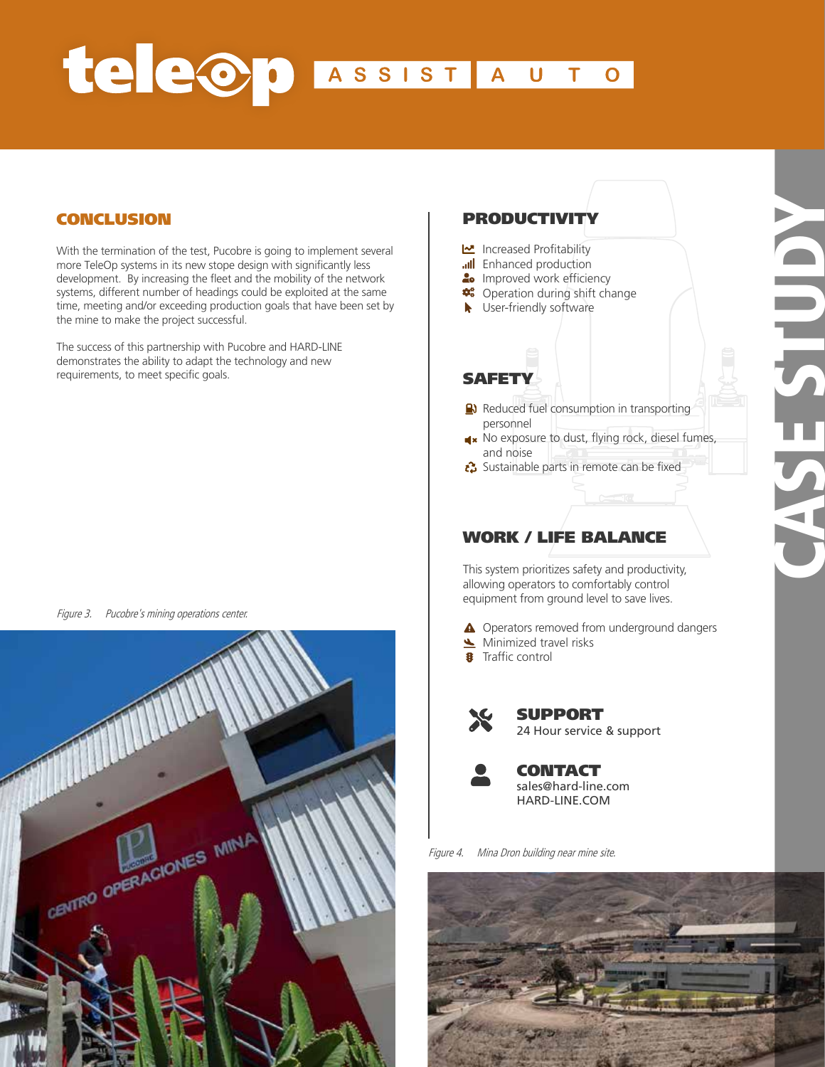## CONCLUSION

With the termination of the test, Pucobre is going to implement several more TeleOp systems in its new stope design with significantly less development. By increasing the fleet and the mobility of the network systems, different number of headings could be exploited at the same time, meeting and/or exceeding production goals that have been set by the mine to make the project successful.

The success of this partnership with Pucobre and HARD-LINE demonstrates the ability to adapt the technology and new requirements, to meet specific goals.

*Figure 3. Pucobre's mining operations center.*

## PRODUCTIVITY

- Increased Profitability
- Enhanced production
- Improved work efficiency
- Operation during shift change
- User-friendly software

## SAFETY

- Reduced fuel consumption in transporting personnel
- No exposure to dust, flying rock, diesel fumes, and noise
- Sustainable parts in remote can be fixed

## WORK / LIFE BALANCE

This system prioritizes safety and productivity, allowing operators to comfortably control equipment from ground level to save lives.

- Operators removed from underground dangers
- Minimized travel risks
- Traffic control

## SUPPORT

24 Hour service & support

## CONTACT

sales@hard-line.com
HARD-LINE.COM

*Figure 4. Mina Dron building near mine site.*